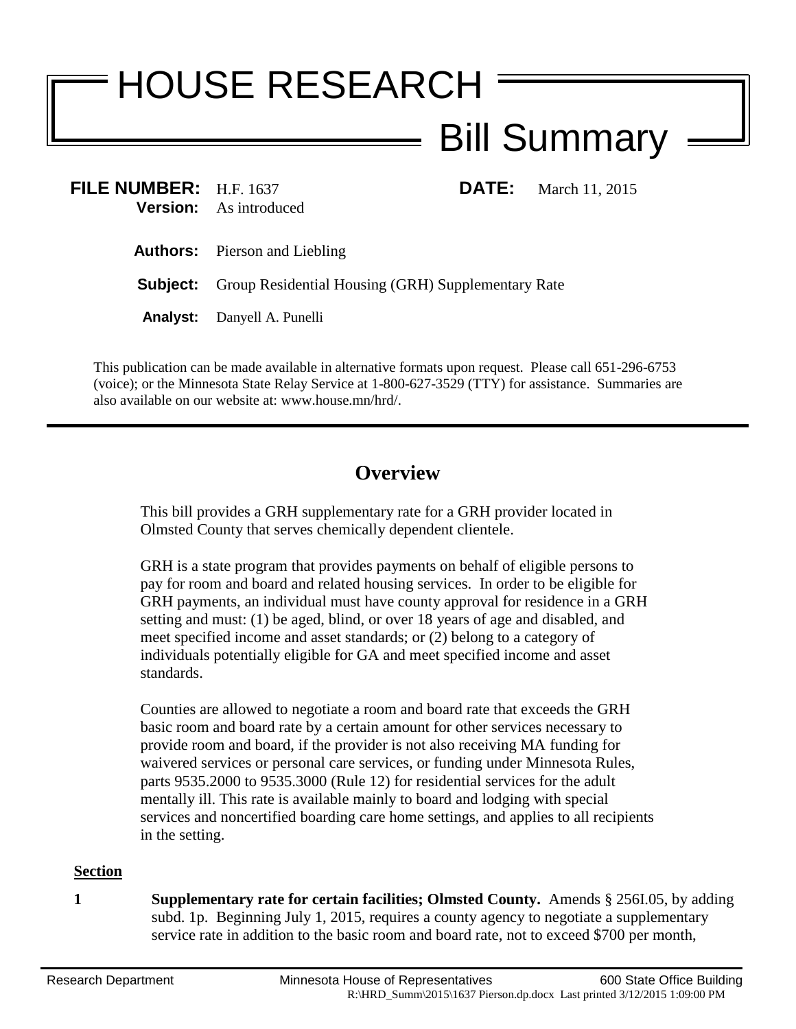# HOUSE RESEARCH

## Bill Summary

**FILE NUMBER:** H.F. 1637 **DATE:** March 11, 2015
**Version:** As introduced

**Authors:** Pierson and Liebling

**Subject:** Group Residential Housing (GRH) Supplementary Rate

**Analyst:** Danyell A. Punelli

This publication can be made available in alternative formats upon request. Please call 651-296-6753 (voice); or the Minnesota State Relay Service at 1-800-627-3529 (TTY) for assistance. Summaries are also available on our website at: www.house.mn/hrd/.

---

## Overview

This bill provides a GRH supplementary rate for a GRH provider located in Olmsted County that serves chemically dependent clientele.

GRH is a state program that provides payments on behalf of eligible persons to pay for room and board and related housing services. In order to be eligible for GRH payments, an individual must have county approval for residence in a GRH setting and must: (1) be aged, blind, or over 18 years of age and disabled, and meet specified income and asset standards; or (2) belong to a category of individuals potentially eligible for GA and meet specified income and asset standards.

Counties are allowed to negotiate a room and board rate that exceeds the GRH basic room and board rate by a certain amount for other services necessary to provide room and board, if the provider is not also receiving MA funding for waivered services or personal care services, or funding under Minnesota Rules, parts 9535.2000 to 9535.3000 (Rule 12) for residential services for the adult mentally ill. This rate is available mainly to board and lodging with special services and noncertified boarding care home settings, and applies to all recipients in the setting.

**Section**

**1** **Supplementary rate for certain facilities; Olmsted County.** Amends § 256I.05, by adding subd. 1p. Beginning July 1, 2015, requires a county agency to negotiate a supplementary service rate in addition to the basic room and board rate, not to exceed $700 per month,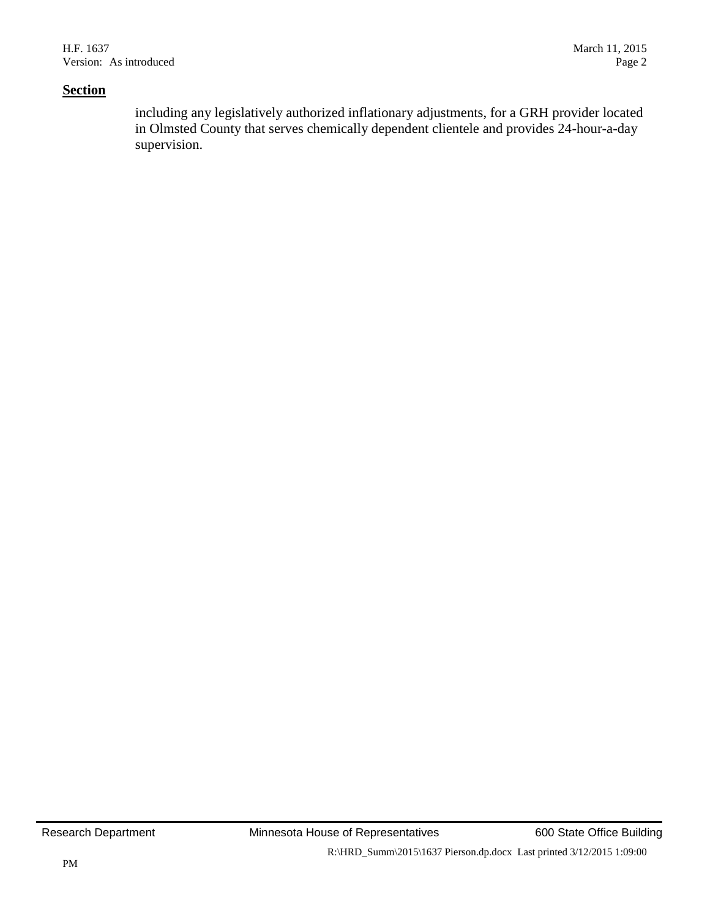**Section**

including any legislatively authorized inflationary adjustments, for a GRH provider located in Olmsted County that serves chemically dependent clientele and provides 24-hour-a-day supervision.